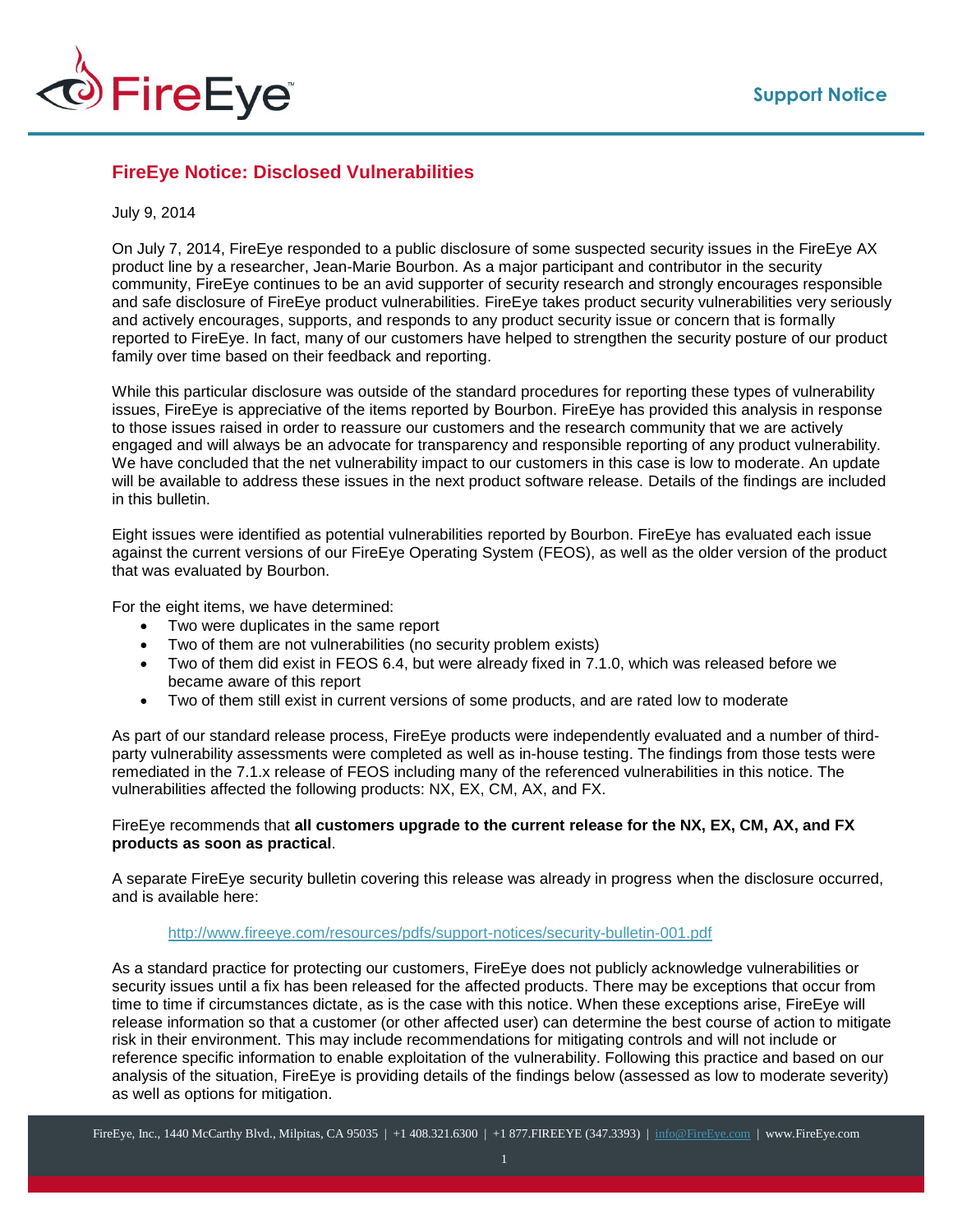# FireEye Notice: Disclosed Vulnerabilities

July 9, 2014

On July 7, 2014, FireEye responded to a public disclosure of some suspected security issues in the FireEye AX product line by a researcher, Jean-Marie Bourbon. As a major participant and contributor in the security community, FireEye continues to be an avid supporter of security research and strongly encourages responsible and safe disclosure of FireEye product vulnerabilities. FireEye takes product security vulnerabilities very seriously and actively encourages, supports, and responds to any product security issue or concern that is formally reported to FireEye. In fact, many of our customers have helped to strengthen the security posture of our product family over time based on their feedback and reporting.

While this particular disclosure was outside of the standard procedures for reporting these types of vulnerability issues, FireEye is appreciative of the items reported by Bourbon. FireEye has provided this analysis in response to those issues raised in order to reassure our customers and the research community that we are actively engaged and will always be an advocate for transparency and responsible reporting of any product vulnerability. We have concluded that the net vulnerability impact to our customers in this case is low to moderate. An update will be available to address these issues in the next product software release. Details of the findings are included in this bulletin.

Eight issues were identified as potential vulnerabilities reported by Bourbon. FireEye has evaluated each issue against the current versions of our FireEye Operating System (FEOS), as well as the older version of the product that was evaluated by Bourbon.

For the eight items, we have determined:

- Two were duplicates in the same report
- Two of them are not vulnerabilities (no security problem exists)
- Two of them did exist in FEOS 6.4, but were already fixed in 7.1.0, which was released before we became aware of this report
- Two of them still exist in current versions of some products, and are rated low to moderate

As part of our standard release process, FireEye products were independently evaluated and a number of third-party vulnerability assessments were completed as well as in-house testing. The findings from those tests were remediated in the 7.1.x release of FEOS including many of the referenced vulnerabilities in this notice. The vulnerabilities affected the following products: NX, EX, CM, AX, and FX.

FireEye recommends that **all customers upgrade to the current release for the NX, EX, CM, AX, and FX products as soon as practical**.

A separate FireEye security bulletin covering this release was already in progress when the disclosure occurred, and is available here:

http://www.fireeye.com/resources/pdfs/support-notices/security-bulletin-001.pdf

As a standard practice for protecting our customers, FireEye does not publicly acknowledge vulnerabilities or security issues until a fix has been released for the affected products. There may be exceptions that occur from time to time if circumstances dictate, as is the case with this notice. When these exceptions arise, FireEye will release information so that a customer (or other affected user) can determine the best course of action to mitigate risk in their environment. This may include recommendations for mitigating controls and will not include or reference specific information to enable exploitation of the vulnerability. Following this practice and based on our analysis of the situation, FireEye is providing details of the findings below (assessed as low to moderate severity) as well as options for mitigation.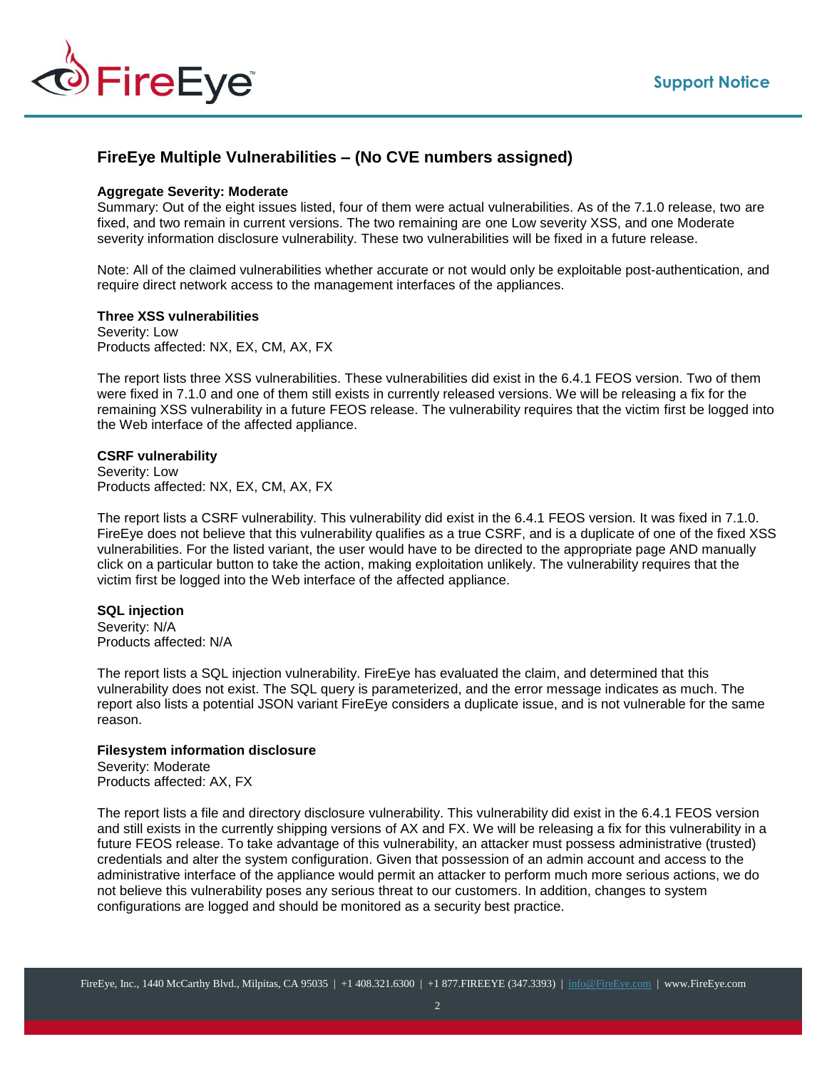## FireEye Multiple Vulnerabilities – (No CVE numbers assigned)

**Aggregate Severity: Moderate**
Summary: Out of the eight issues listed, four of them were actual vulnerabilities. As of the 7.1.0 release, two are fixed, and two remain in current versions. The two remaining are one Low severity XSS, and one Moderate severity information disclosure vulnerability. These two vulnerabilities will be fixed in a future release.

Note: All of the claimed vulnerabilities whether accurate or not would only be exploitable post-authentication, and require direct network access to the management interfaces of the appliances.

**Three XSS vulnerabilities**
Severity: Low
Products affected: NX, EX, CM, AX, FX

The report lists three XSS vulnerabilities. These vulnerabilities did exist in the 6.4.1 FEOS version. Two of them were fixed in 7.1.0 and one of them still exists in currently released versions. We will be releasing a fix for the remaining XSS vulnerability in a future FEOS release. The vulnerability requires that the victim first be logged into the Web interface of the affected appliance.

**CSRF vulnerability**
Severity: Low
Products affected: NX, EX, CM, AX, FX

The report lists a CSRF vulnerability. This vulnerability did exist in the 6.4.1 FEOS version. It was fixed in 7.1.0. FireEye does not believe that this vulnerability qualifies as a true CSRF, and is a duplicate of one of the fixed XSS vulnerabilities. For the listed variant, the user would have to be directed to the appropriate page AND manually click on a particular button to take the action, making exploitation unlikely. The vulnerability requires that the victim first be logged into the Web interface of the affected appliance.

**SQL injection**
Severity: N/A
Products affected: N/A

The report lists a SQL injection vulnerability. FireEye has evaluated the claim, and determined that this vulnerability does not exist. The SQL query is parameterized, and the error message indicates as much. The report also lists a potential JSON variant FireEye considers a duplicate issue, and is not vulnerable for the same reason.

**Filesystem information disclosure**
Severity: Moderate
Products affected: AX, FX

The report lists a file and directory disclosure vulnerability. This vulnerability did exist in the 6.4.1 FEOS version and still exists in the currently shipping versions of AX and FX. We will be releasing a fix for this vulnerability in a future FEOS release. To take advantage of this vulnerability, an attacker must possess administrative (trusted) credentials and alter the system configuration. Given that possession of an admin account and access to the administrative interface of the appliance would permit an attacker to perform much more serious actions, we do not believe this vulnerability poses any serious threat to our customers. In addition, changes to system configurations are logged and should be monitored as a security best practice.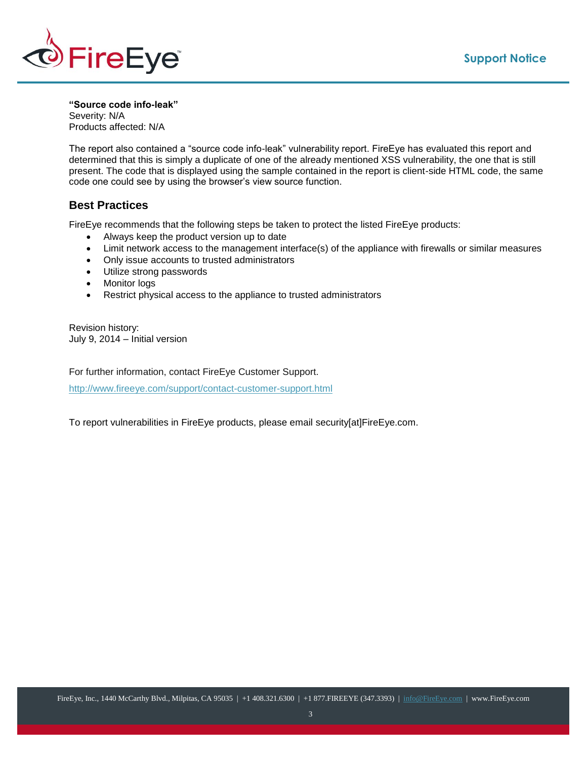**"Source code info-leak"**
Severity: N/A
Products affected: N/A

The report also contained a "source code info-leak" vulnerability report. FireEye has evaluated this report and determined that this is simply a duplicate of one of the already mentioned XSS vulnerability, the one that is still present. The code that is displayed using the sample contained in the report is client-side HTML code, the same code one could see by using the browser's view source function.

## Best Practices

FireEye recommends that the following steps be taken to protect the listed FireEye products:

- Always keep the product version up to date
- Limit network access to the management interface(s) of the appliance with firewalls or similar measures
- Only issue accounts to trusted administrators
- Utilize strong passwords
- Monitor logs
- Restrict physical access to the appliance to trusted administrators

Revision history:
July 9, 2014 – Initial version

For further information, contact FireEye Customer Support.

http://www.fireeye.com/support/contact-customer-support.html

To report vulnerabilities in FireEye products, please email security[at]FireEye.com.